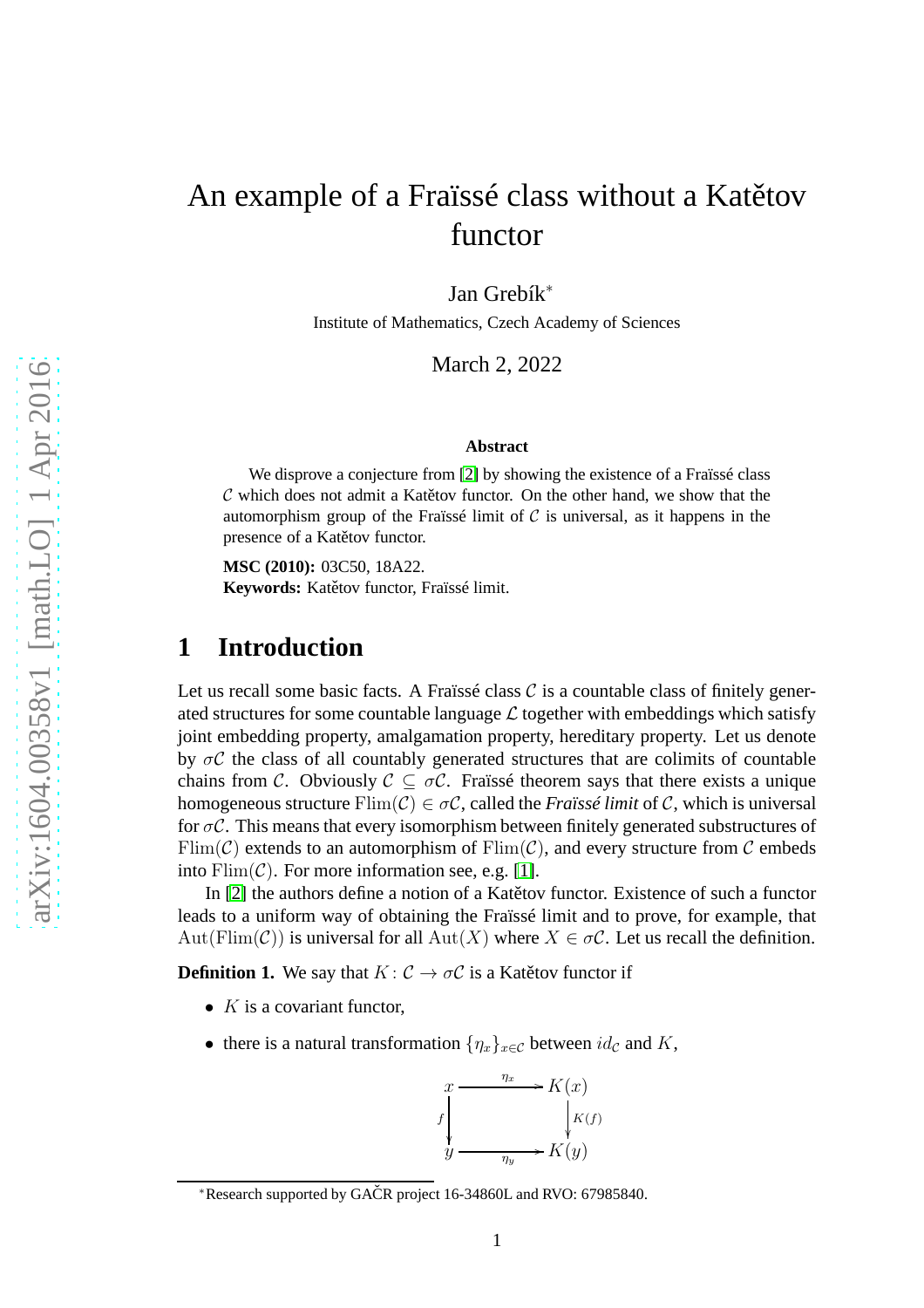# An example of a Fraïssé class without a Katětov functor

Jan Grebík*

Institute of Mathematics, Czech Academy of Sciences

March 2, 2022

**Abstract**

We disprove a conjecture from [2] by showing the existence of a Fraïssé class $\mathcal{C}$ which does not admit a Katětov functor. On the other hand, we show that the automorphism group of the Fraïssé limit of $\mathcal{C}$ is universal, as it happens in the presence of a Katětov functor.

**MSC (2010):** 03C50, 18A22.
**Keywords:** Katětov functor, Fraïssé limit.

## 1 Introduction

Let us recall some basic facts. A Fraïssé class $\mathcal{C}$ is a countable class of finitely generated structures for some countable language $\mathcal{L}$ together with embeddings which satisfy joint embedding property, amalgamation property, hereditary property. Let us denote by $\sigma\mathcal{C}$ the class of all countably generated structures that are colimits of countable chains from $\mathcal{C}$. Obviously $\mathcal{C} \subseteq \sigma\mathcal{C}$. Fraïssé theorem says that there exists a unique homogeneous structure $\mathrm{Flim}(\mathcal{C}) \in \sigma\mathcal{C}$, called the *Fraïssé limit* of $\mathcal{C}$, which is universal for $\sigma\mathcal{C}$. This means that every isomorphism between finitely generated substructures of $\mathrm{Flim}(\mathcal{C})$ extends to an automorphism of $\mathrm{Flim}(\mathcal{C})$, and every structure from $\mathcal{C}$ embeds into $\mathrm{Flim}(\mathcal{C})$. For more information see, e.g. [1].

In [2] the authors define a notion of a Katětov functor. Existence of such a functor leads to a uniform way of obtaining the Fraïssé limit and to prove, for example, that $\mathrm{Aut}(\mathrm{Flim}(\mathcal{C}))$ is universal for all $\mathrm{Aut}(X)$ where $X \in \sigma\mathcal{C}$. Let us recall the definition.

**Definition 1.** We say that $K\colon \mathcal{C} \to \sigma\mathcal{C}$ is a Katětov functor if

- $K$ is a covariant functor,
- there is a natural transformation $\{\eta_x\}_{x\in\mathcal{C}}$ between $id_{\mathcal{C}}$ and $K$,

$$\begin{array}{ccc} x & \xrightarrow{\eta_x} & K(x) \\ \downarrow{\scriptstyle f} & & \downarrow{\scriptstyle K(f)} \\ y & \xrightarrow[\eta_y]{} & K(y) \end{array}$$

*Research supported by GAČR project 16-34860L and RVO: 67985840.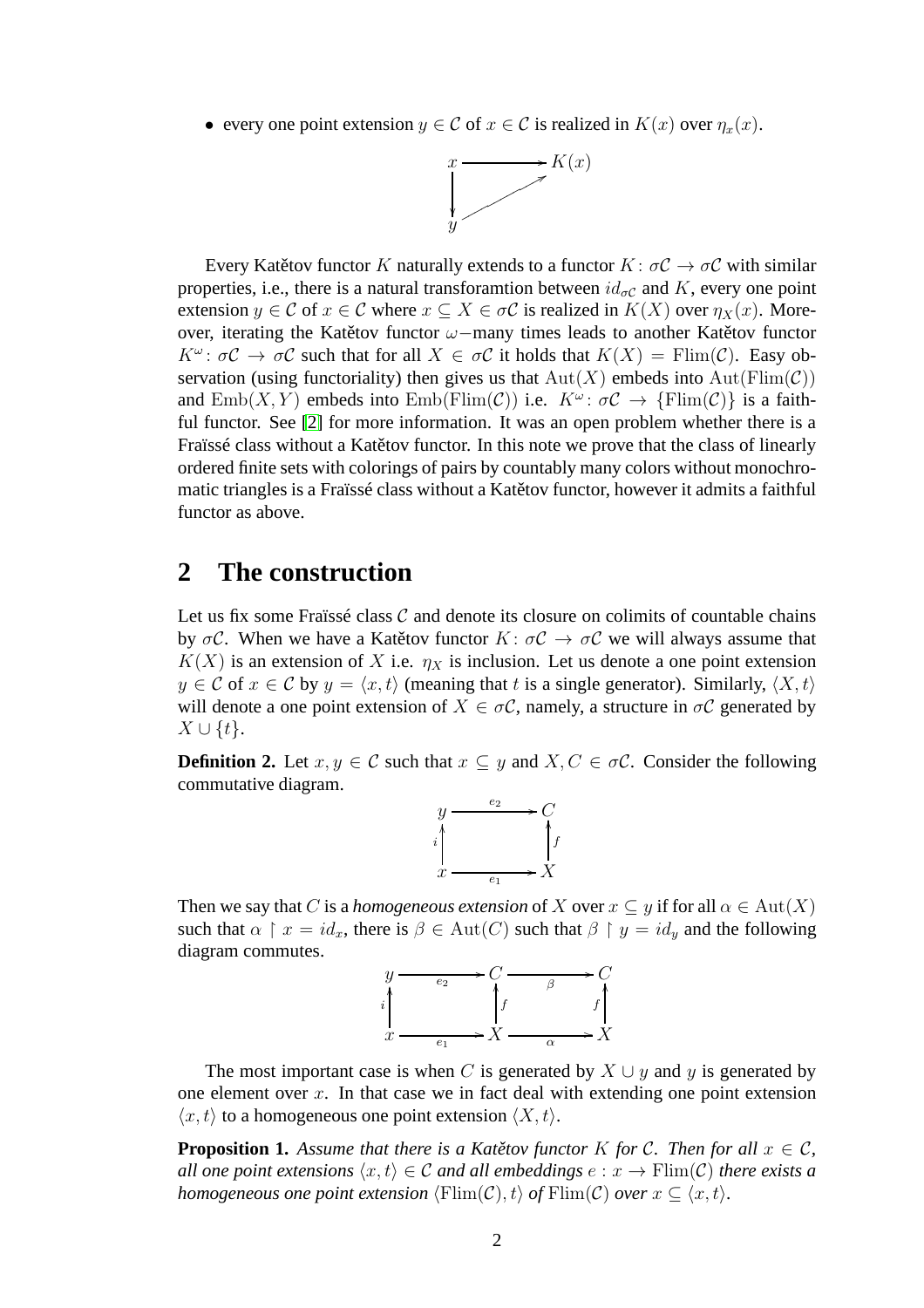- every one point extension $y \in \mathcal{C}$ of $x \in \mathcal{C}$ is realized in $K(x)$ over $\eta_x(x)$.

$$\begin{array}{ccc} x & \longrightarrow & K(x) \\ \downarrow & \nearrow & \\ y & & \end{array}$$

Every Katětov functor $K$ naturally extends to a functor $K\colon \sigma\mathcal{C} \to \sigma\mathcal{C}$ with similar properties, i.e., there is a natural transforamtion between $id_{\sigma\mathcal{C}}$ and $K$, every one point extension $y \in \mathcal{C}$ of $x \in \mathcal{C}$ where $x \subseteq X \in \sigma\mathcal{C}$ is realized in $K(X)$ over $\eta_X(x)$. Moreover, iterating the Katětov functor $\omega-$many times leads to another Katětov functor $K^\omega\colon \sigma\mathcal{C} \to \sigma\mathcal{C}$ such that for all $X \in \sigma\mathcal{C}$ it holds that $K(X) = \mathrm{Flim}(\mathcal{C})$. Easy observation (using functoriality) then gives us that $\mathrm{Aut}(X)$ embeds into $\mathrm{Aut}(\mathrm{Flim}(\mathcal{C}))$ and $\mathrm{Emb}(X, Y)$ embeds into $\mathrm{Emb}(\mathrm{Flim}(\mathcal{C}))$ i.e. $K^\omega\colon \sigma\mathcal{C} \to \{\mathrm{Flim}(\mathcal{C})\}$ is a faithful functor. See [2] for more information. It was an open problem whether there is a Fraïssé class without a Katětov functor. In this note we prove that the class of linearly ordered finite sets with colorings of pairs by countably many colors without monochromatic triangles is a Fraïssé class without a Katětov functor, however it admits a faithful functor as above.

## 2 The construction

Let us fix some Fraïssé class $\mathcal{C}$ and denote its closure on colimits of countable chains by $\sigma\mathcal{C}$. When we have a Katětov functor $K\colon \sigma\mathcal{C} \to \sigma\mathcal{C}$ we will always assume that $K(X)$ is an extension of $X$ i.e. $\eta_X$ is inclusion. Let us denote a one point extension $y \in \mathcal{C}$ of $x \in \mathcal{C}$ by $y = \langle x, t\rangle$ (meaning that $t$ is a single generator). Similarly, $\langle X, t\rangle$ will denote a one point extension of $X \in \sigma\mathcal{C}$, namely, a structure in $\sigma\mathcal{C}$ generated by $X \cup \{t\}$.

**Definition 2.** Let $x, y \in \mathcal{C}$ such that $x \subseteq y$ and $X, C \in \sigma\mathcal{C}$. Consider the following commutative diagram.

$$\begin{array}{ccc} y & \xrightarrow{e_2} & C \\ {\scriptstyle i}\uparrow & & \uparrow{\scriptstyle f} \\ x & \xrightarrow{e_1} & X \end{array}$$

Then we say that $C$ is a *homogeneous extension* of $X$ over $x \subseteq y$ if for all $\alpha \in \mathrm{Aut}(X)$ such that $\alpha \restriction x = id_x$, there is $\beta \in \mathrm{Aut}(C)$ such that $\beta \restriction y = id_y$ and the following diagram commutes.

$$\begin{array}{ccccc} y & \xrightarrow{e_2} & C & \xrightarrow{\beta} & C \\ {\scriptstyle i}\uparrow & & \uparrow{\scriptstyle f} & & \uparrow{\scriptstyle f} \\ x & \xrightarrow{e_1} & X & \xrightarrow{\alpha} & X \end{array}$$

The most important case is when $C$ is generated by $X \cup y$ and $y$ is generated by one element over $x$. In that case we in fact deal with extending one point extension $\langle x, t\rangle$ to a homogeneous one point extension $\langle X, t\rangle$.

**Proposition 1.** *Assume that there is a Katětov functor $K$ for $\mathcal{C}$. Then for all $x \in \mathcal{C}$, all one point extensions $\langle x, t\rangle \in \mathcal{C}$ and all embeddings $e : x \to \mathrm{Flim}(\mathcal{C})$ there exists a homogeneous one point extension $\langle \mathrm{Flim}(\mathcal{C}), t\rangle$ of $\mathrm{Flim}(\mathcal{C})$ over $x \subseteq \langle x, t\rangle$.*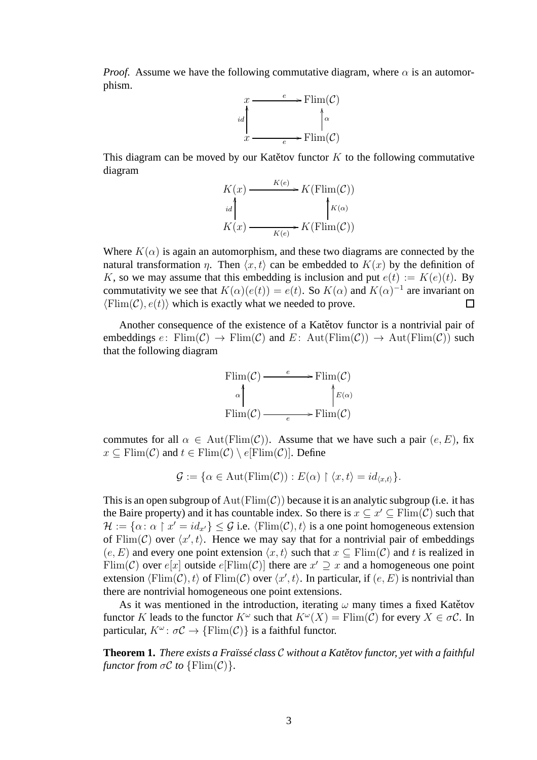*Proof.* Assume we have the following commutative diagram, where $\alpha$ is an automorphism.

$$\begin{array}{ccc} x & \xrightarrow{e} & \mathrm{Flim}(\mathcal{C}) \\ {\scriptstyle id}\uparrow & & \uparrow{\scriptstyle \alpha} \\ x & \xrightarrow[e]{} & \mathrm{Flim}(\mathcal{C}) \end{array}$$

This diagram can be moved by our Katětov functor $K$ to the following commutative diagram

$$\begin{array}{ccc} K(x) & \xrightarrow{K(e)} & K(\mathrm{Flim}(\mathcal{C})) \\ {\scriptstyle id}\uparrow & & \uparrow{\scriptstyle K(\alpha)} \\ K(x) & \xrightarrow[K(e)]{} & K(\mathrm{Flim}(\mathcal{C})) \end{array}$$

Where $K(\alpha)$ is again an automorphism, and these two diagrams are connected by the natural transformation $\eta$. Then $\langle x, t\rangle$ can be embedded to $K(x)$ by the definition of $K$, so we may assume that this embedding is inclusion and put $e(t) := K(e)(t)$. By commutativity we see that $K(\alpha)(e(t)) = e(t)$. So $K(\alpha)$ and $K(\alpha)^{-1}$ are invariant on $\langle \mathrm{Flim}(\mathcal{C}), e(t)\rangle$ which is exactly what we needed to prove. $\square$

Another consequence of the existence of a Katětov functor is a nontrivial pair of embeddings $e\colon \mathrm{Flim}(\mathcal{C}) \to \mathrm{Flim}(\mathcal{C})$ and $E\colon \mathrm{Aut}(\mathrm{Flim}(\mathcal{C})) \to \mathrm{Aut}(\mathrm{Flim}(\mathcal{C}))$ such that the following diagram

$$\begin{array}{ccc} \mathrm{Flim}(\mathcal{C}) & \xrightarrow{e} & \mathrm{Flim}(\mathcal{C}) \\ {\scriptstyle \alpha}\uparrow & & \uparrow{\scriptstyle E(\alpha)} \\ \mathrm{Flim}(\mathcal{C}) & \xrightarrow[e]{} & \mathrm{Flim}(\mathcal{C}) \end{array}$$

commutes for all $\alpha \in \mathrm{Aut}(\mathrm{Flim}(\mathcal{C}))$. Assume that we have such a pair $(e, E)$, fix $x \subseteq \mathrm{Flim}(\mathcal{C})$ and $t \in \mathrm{Flim}(\mathcal{C}) \setminus e[\mathrm{Flim}(\mathcal{C})]$. Define

$$\mathcal{G} := \{\alpha \in \mathrm{Aut}(\mathrm{Flim}(\mathcal{C})) : E(\alpha) \restriction \langle x, t\rangle = id_{\langle x,t\rangle}\}.$$

This is an open subgroup of $\mathrm{Aut}(\mathrm{Flim}(\mathcal{C}))$ because it is an analytic subgroup (i.e. it has the Baire property) and it has countable index. So there is $x \subseteq x' \subseteq \mathrm{Flim}(\mathcal{C})$ such that $\mathcal{H} := \{\alpha\colon \alpha \restriction x' = id_{x'}\} \leq \mathcal{G}$ i.e. $\langle \mathrm{Flim}(\mathcal{C}), t\rangle$ is a one point homogeneous extension of $\mathrm{Flim}(\mathcal{C})$ over $\langle x', t\rangle$. Hence we may say that for a nontrivial pair of embeddings $(e, E)$ and every one point extension $\langle x, t\rangle$ such that $x \subseteq \mathrm{Flim}(\mathcal{C})$ and $t$ is realized in $\mathrm{Flim}(\mathcal{C})$ over $e[x]$ outside $e[\mathrm{Flim}(\mathcal{C})]$ there are $x' \supseteq x$ and a homogeneous one point extension $\langle \mathrm{Flim}(\mathcal{C}), t\rangle$ of $\mathrm{Flim}(\mathcal{C})$ over $\langle x', t\rangle$. In particular, if $(e, E)$ is nontrivial than there are nontrivial homogeneous one point extensions.

As it was mentioned in the introduction, iterating $\omega$ many times a fixed Katětov functor $K$ leads to the functor $K^\omega$ such that $K^\omega(X) = \mathrm{Flim}(\mathcal{C})$ for every $X \in \sigma\mathcal{C}$. In particular, $K^\omega\colon \sigma\mathcal{C} \to \{\mathrm{Flim}(\mathcal{C})\}$ is a faithful functor.

**Theorem 1.** *There exists a Fraïssé class $\mathcal{C}$ without a Katětov functor, yet with a faithful functor from $\sigma\mathcal{C}$ to $\{\mathrm{Flim}(\mathcal{C})\}$.*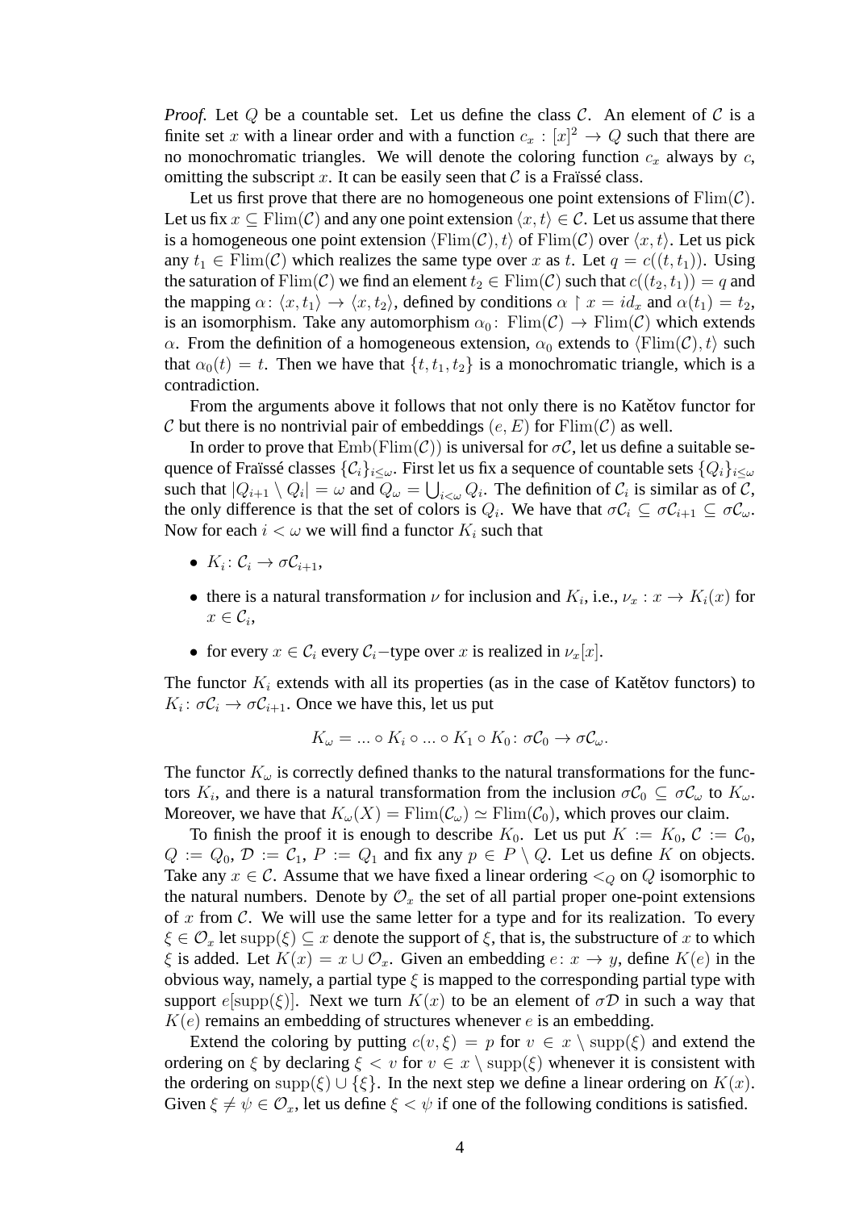*Proof.* Let $Q$ be a countable set. Let us define the class $\mathcal{C}$. An element of $\mathcal{C}$ is a finite set $x$ with a linear order and with a function $c_x : [x]^2 \to Q$ such that there are no monochromatic triangles. We will denote the coloring function $c_x$ always by $c$, omitting the subscript $x$. It can be easily seen that $\mathcal{C}$ is a Fraïssé class.

Let us first prove that there are no homogeneous one point extensions of $\mathrm{Flim}(\mathcal{C})$. Let us fix $x \subseteq \mathrm{Flim}(\mathcal{C})$ and any one point extension $\langle x, t\rangle \in \mathcal{C}$. Let us assume that there is a homogeneous one point extension $\langle \mathrm{Flim}(\mathcal{C}), t\rangle$ of $\mathrm{Flim}(\mathcal{C})$ over $\langle x, t\rangle$. Let us pick any $t_1 \in \mathrm{Flim}(\mathcal{C})$ which realizes the same type over $x$ as $t$. Let $q = c((t, t_1))$. Using the saturation of $\mathrm{Flim}(\mathcal{C})$ we find an element $t_2 \in \mathrm{Flim}(\mathcal{C})$ such that $c((t_2, t_1)) = q$ and the mapping $\alpha \colon \langle x, t_1\rangle \to \langle x, t_2\rangle$, defined by conditions $\alpha \restriction x = id_x$ and $\alpha(t_1) = t_2$, is an isomorphism. Take any automorphism $\alpha_0 \colon \mathrm{Flim}(\mathcal{C}) \to \mathrm{Flim}(\mathcal{C})$ which extends $\alpha$. From the definition of a homogeneous extension, $\alpha_0$ extends to $\langle \mathrm{Flim}(\mathcal{C}), t\rangle$ such that $\alpha_0(t) = t$. Then we have that $\{t, t_1, t_2\}$ is a monochromatic triangle, which is a contradiction.

From the arguments above it follows that not only there is no Katětov functor for $\mathcal{C}$ but there is no nontrivial pair of embeddings $(e, E)$ for $\mathrm{Flim}(\mathcal{C})$ as well.

In order to prove that $\mathrm{Emb}(\mathrm{Flim}(\mathcal{C}))$ is universal for $\sigma\mathcal{C}$, let us define a suitable sequence of Fraïssé classes $\{\mathcal{C}_i\}_{i\leq\omega}$. First let us fix a sequence of countable sets $\{Q_i\}_{i\leq\omega}$ such that $|Q_{i+1} \setminus Q_i| = \omega$ and $Q_\omega = \bigcup_{i<\omega} Q_i$. The definition of $\mathcal{C}_i$ is similar as of $\mathcal{C}$, the only difference is that the set of colors is $Q_i$. We have that $\sigma\mathcal{C}_i \subseteq \sigma\mathcal{C}_{i+1} \subseteq \sigma\mathcal{C}_\omega$. Now for each $i < \omega$ we will find a functor $K_i$ such that

- $K_i \colon \mathcal{C}_i \to \sigma\mathcal{C}_{i+1}$,
- there is a natural transformation $\nu$ for inclusion and $K_i$, i.e., $\nu_x : x \to K_i(x)$ for $x \in \mathcal{C}_i$,
- for every $x \in \mathcal{C}_i$ every $\mathcal{C}_i-$type over $x$ is realized in $\nu_x[x]$.

The functor $K_i$ extends with all its properties (as in the case of Katětov functors) to $K_i \colon \sigma\mathcal{C}_i \to \sigma\mathcal{C}_{i+1}$. Once we have this, let us put

$$K_\omega = \ldots \circ K_i \circ \ldots \circ K_1 \circ K_0 \colon \sigma\mathcal{C}_0 \to \sigma\mathcal{C}_\omega.$$

The functor $K_\omega$ is correctly defined thanks to the natural transformations for the functors $K_i$, and there is a natural transformation from the inclusion $\sigma\mathcal{C}_0 \subseteq \sigma\mathcal{C}_\omega$ to $K_\omega$. Moreover, we have that $K_\omega(X) = \mathrm{Flim}(\mathcal{C}_\omega) \simeq \mathrm{Flim}(\mathcal{C}_0)$, which proves our claim.

To finish the proof it is enough to describe $K_0$. Let us put $K := K_0$, $\mathcal{C} := \mathcal{C}_0$, $Q := Q_0$, $\mathcal{D} := \mathcal{C}_1$, $P := Q_1$ and fix any $p \in P \setminus Q$. Let us define $K$ on objects. Take any $x \in \mathcal{C}$. Assume that we have fixed a linear ordering $<_Q$ on $Q$ isomorphic to the natural numbers. Denote by $\mathcal{O}_x$ the set of all partial proper one-point extensions of $x$ from $\mathcal{C}$. We will use the same letter for a type and for its realization. To every $\xi \in \mathcal{O}_x$ let $\mathrm{supp}(\xi) \subseteq x$ denote the support of $\xi$, that is, the substructure of $x$ to which $\xi$ is added. Let $K(x) = x \cup \mathcal{O}_x$. Given an embedding $e \colon x \to y$, define $K(e)$ in the obvious way, namely, a partial type $\xi$ is mapped to the corresponding partial type with support $e[\mathrm{supp}(\xi)]$. Next we turn $K(x)$ to be an element of $\sigma\mathcal{D}$ in such a way that $K(e)$ remains an embedding of structures whenever $e$ is an embedding.

Extend the coloring by putting $c(v, \xi) = p$ for $v \in x \setminus \mathrm{supp}(\xi)$ and extend the ordering on $\xi$ by declaring $\xi < v$ for $v \in x \setminus \mathrm{supp}(\xi)$ whenever it is consistent with the ordering on $\mathrm{supp}(\xi) \cup \{\xi\}$. In the next step we define a linear ordering on $K(x)$. Given $\xi \neq \psi \in \mathcal{O}_x$, let us define $\xi < \psi$ if one of the following conditions is satisfied.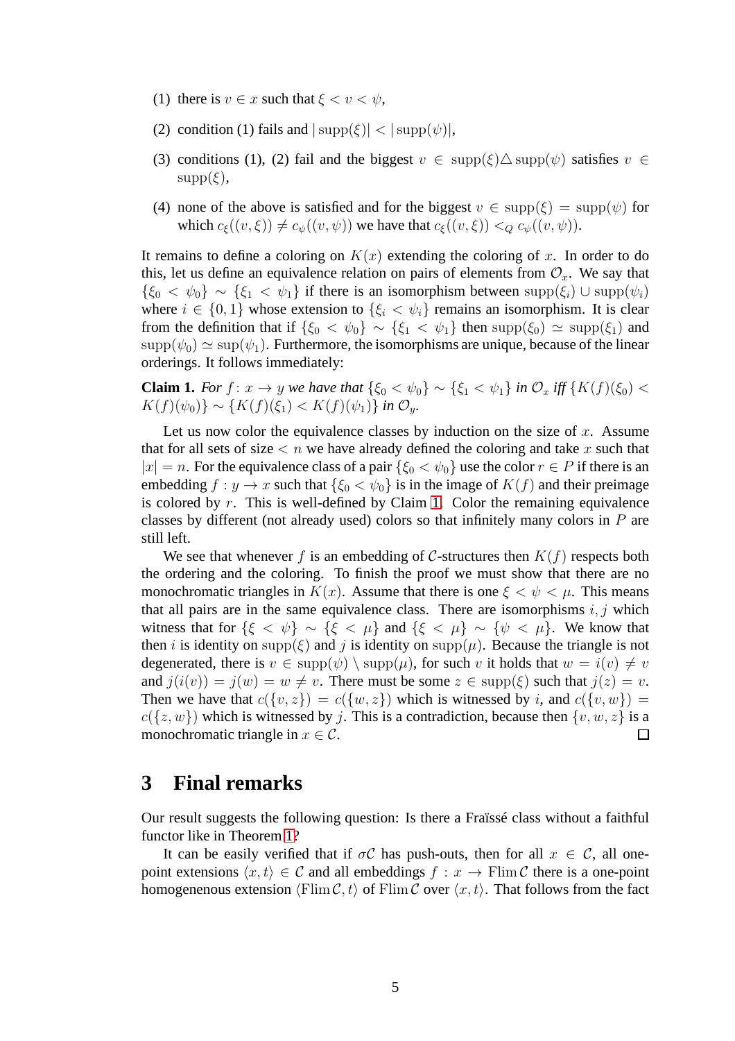(1) there is $v \in x$ such that $\xi < v < \psi$,

(2) condition (1) fails and $|\operatorname{supp}(\xi)| < |\operatorname{supp}(\psi)|$,

(3) conditions (1), (2) fail and the biggest $v \in \operatorname{supp}(\xi) \triangle \operatorname{supp}(\psi)$ satisfies $v \in \operatorname{supp}(\xi)$,

(4) none of the above is satisfied and for the biggest $v \in \operatorname{supp}(\xi) = \operatorname{supp}(\psi)$ for which $c_\xi((v, \xi)) \neq c_\psi((v, \psi))$ we have that $c_\xi((v, \xi)) <_Q c_\psi((v, \psi))$.

It remains to define a coloring on $K(x)$ extending the coloring of $x$. In order to do this, let us define an equivalence relation on pairs of elements from $\mathcal{O}_x$. We say that $\{\xi_0 < \psi_0\} \sim \{\xi_1 < \psi_1\}$ if there is an isomorphism between $\operatorname{supp}(\xi_i) \cup \operatorname{supp}(\psi_i)$ where $i \in \{0, 1\}$ whose extension to $\{\xi_i < \psi_i\}$ remains an isomorphism. It is clear from the definition that if $\{\xi_0 < \psi_0\} \sim \{\xi_1 < \psi_1\}$ then $\operatorname{supp}(\xi_0) \simeq \operatorname{supp}(\xi_1)$ and $\operatorname{supp}(\psi_0) \simeq \sup(\psi_1)$. Furthermore, the isomorphisms are unique, because of the linear orderings. It follows immediately:

**Claim 1.** *For $f \colon x \to y$ we have that $\{\xi_0 < \psi_0\} \sim \{\xi_1 < \psi_1\}$ in $\mathcal{O}_x$ iff $\{K(f)(\xi_0) < K(f)(\psi_0)\} \sim \{K(f)(\xi_1) < K(f)(\psi_1)\}$ in $\mathcal{O}_y$.*

Let us now color the equivalence classes by induction on the size of $x$. Assume that for all sets of size $< n$ we have already defined the coloring and take $x$ such that $|x| = n$. For the equivalence class of a pair $\{\xi_0 < \psi_0\}$ use the color $r \in P$ if there is an embedding $f : y \to x$ such that $\{\xi_0 < \psi_0\}$ is in the image of $K(f)$ and their preimage is colored by $r$. This is well-defined by Claim 1. Color the remaining equivalence classes by different (not already used) colors so that infinitely many colors in $P$ are still left.

We see that whenever $f$ is an embedding of $\mathcal{C}$-structures then $K(f)$ respects both the ordering and the coloring. To finish the proof we must show that there are no monochromatic triangles in $K(x)$. Assume that there is one $\xi < \psi < \mu$. This means that all pairs are in the same equivalence class. There are isomorphisms $i, j$ which witness that for $\{\xi < \psi\} \sim \{\xi < \mu\}$ and $\{\xi < \mu\} \sim \{\psi < \mu\}$. We know that then $i$ is identity on $\operatorname{supp}(\xi)$ and $j$ is identity on $\operatorname{supp}(\mu)$. Because the triangle is not degenerated, there is $v \in \operatorname{supp}(\psi) \setminus \operatorname{supp}(\mu)$, for such $v$ it holds that $w = i(v) \neq v$ and $j(i(v)) = j(w) = w \neq v$. There must be some $z \in \operatorname{supp}(\xi)$ such that $j(z) = v$. Then we have that $c(\{v, z\}) = c(\{w, z\})$ which is witnessed by $i$, and $c(\{v, w\}) = c(\{z, w\})$ which is witnessed by $j$. This is a contradiction, because then $\{v, w, z\}$ is a monochromatic triangle in $x \in \mathcal{C}$. ◻

## 3 Final remarks

Our result suggests the following question: Is there a Fraïssé class without a faithful functor like in Theorem 1?

It can be easily verified that if $\sigma\mathcal{C}$ has push-outs, then for all $x \in \mathcal{C}$, all one-point extensions $\langle x, t \rangle \in \mathcal{C}$ and all embeddings $f : x \to \operatorname{Flim} \mathcal{C}$ there is a one-point homogenenous extension $\langle \operatorname{Flim} \mathcal{C}, t \rangle$ of $\operatorname{Flim} \mathcal{C}$ over $\langle x, t \rangle$. That follows from the fact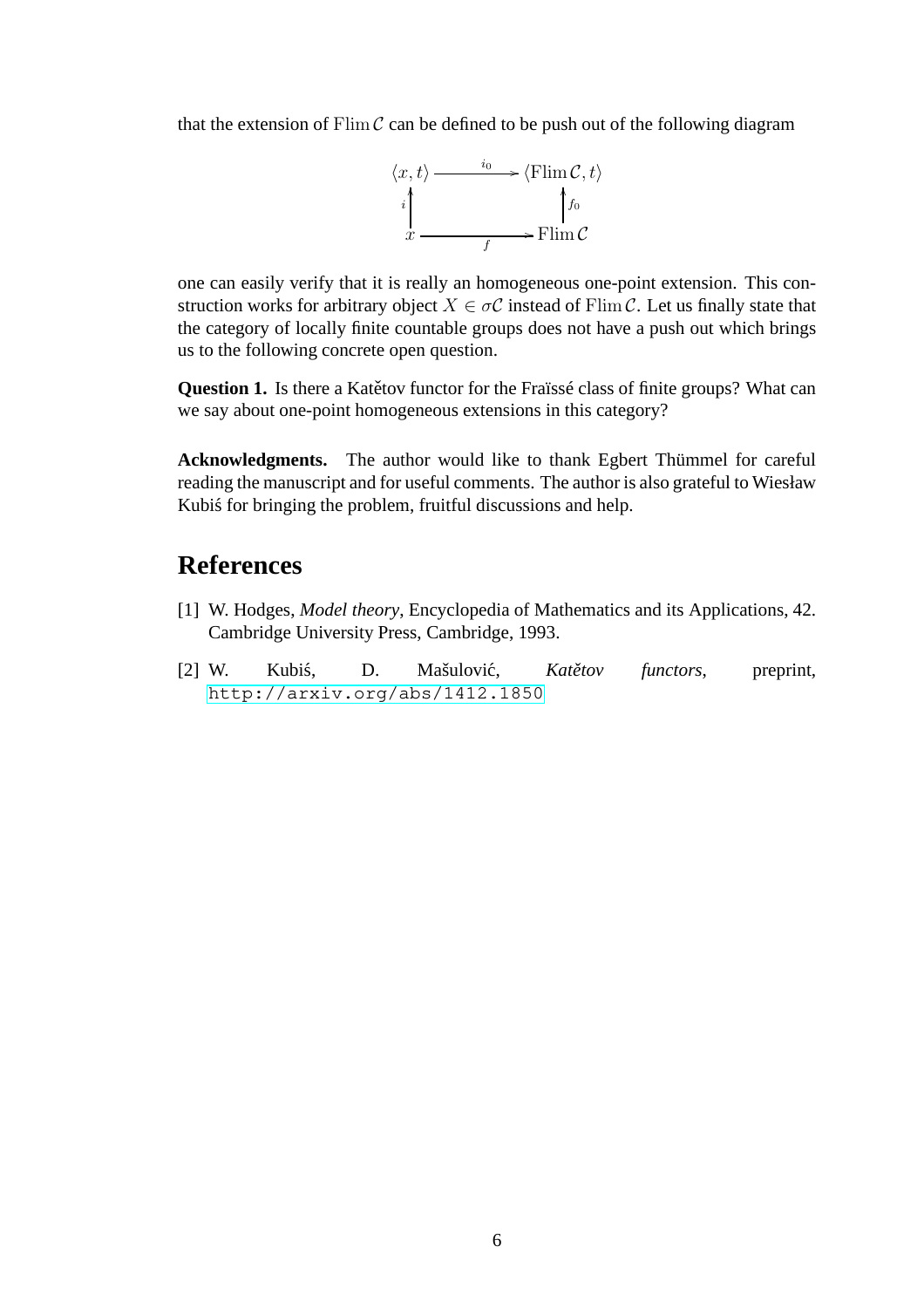that the extension of $\operatorname{Flim}\mathcal{C}$ can be defined to be push out of the following diagram

$$\begin{array}{ccc} \langle x, t\rangle & \xrightarrow{i_0} & \langle \operatorname{Flim}\mathcal{C}, t\rangle \\ \uparrow{\scriptstyle i} & & \uparrow{\scriptstyle f_0} \\ x & \xrightarrow[f]{} & \operatorname{Flim}\mathcal{C} \end{array}$$

one can easily verify that it is really an homogeneous one-point extension. This construction works for arbitrary object $X \in \sigma\mathcal{C}$ instead of $\operatorname{Flim}\mathcal{C}$. Let us finally state that the category of locally finite countable groups does not have a push out which brings us to the following concrete open question.

**Question 1.** Is there a Katětov functor for the Fraïssé class of finite groups? What can we say about one-point homogeneous extensions in this category?

**Acknowledgments.** The author would like to thank Egbert Thümmel for careful reading the manuscript and for useful comments. The author is also grateful to Wiesław Kubiś for bringing the problem, fruitful discussions and help.

# References

[1] W. Hodges, *Model theory*, Encyclopedia of Mathematics and its Applications, 42. Cambridge University Press, Cambridge, 1993.

[2] W. Kubiś, D. Mašulović, *Katětov functors*, preprint, http://arxiv.org/abs/1412.1850